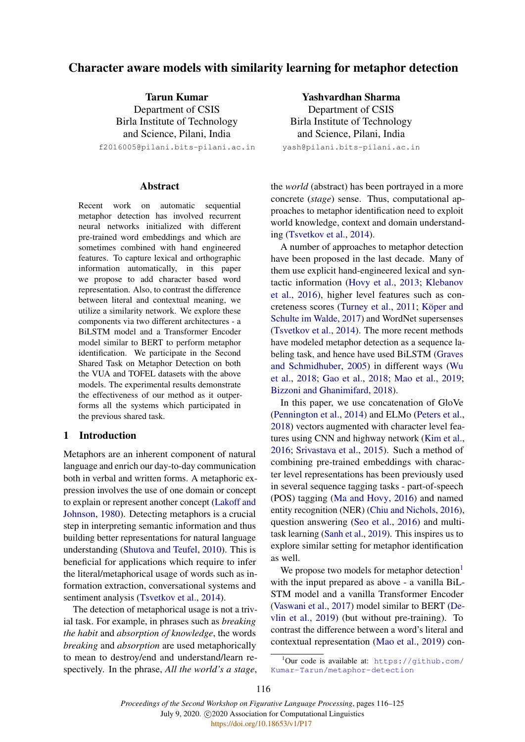# Character aware models with similarity learning for metaphor detection

**Tarun Kumar**
Department of CSIS
Birla Institute of Technology and Science, Pilani, India
f2016005@pilani.bits-pilani.ac.in

**Yashvardhan Sharma**
Department of CSIS
Birla Institute of Technology and Science, Pilani, India
yash@pilani.bits-pilani.ac.in

## Abstract

Recent work on automatic sequential metaphor detection has involved recurrent neural networks initialized with different pre-trained word embeddings and which are sometimes combined with hand engineered features. To capture lexical and orthographic information automatically, in this paper we propose to add character based word representation. Also, to contrast the difference between literal and contextual meaning, we utilize a similarity network. We explore these components via two different architectures - a BiLSTM model and a Transformer Encoder model similar to BERT to perform metaphor identification. We participate in the Second Shared Task on Metaphor Detection on both the VUA and TOFEL datasets with the above models. The experimental results demonstrate the effectiveness of our method as it outperforms all the systems which participated in the previous shared task.

## 1 Introduction

Metaphors are an inherent component of natural language and enrich our day-to-day communication both in verbal and written forms. A metaphoric expression involves the use of one domain or concept to explain or represent another concept (Lakoff and Johnson, 1980). Detecting metaphors is a crucial step in interpreting semantic information and thus building better representations for natural language understanding (Shutova and Teufel, 2010). This is beneficial for applications which require to infer the literal/metaphorical usage of words such as information extraction, conversational systems and sentiment analysis (Tsvetkov et al., 2014).

The detection of metaphorical usage is not a trivial task. For example, in phrases such as *breaking the habit* and *absorption of knowledge*, the words *breaking* and *absorption* are used metaphorically to mean to destroy/end and understand/learn respectively. In the phrase, *All the world's a stage*, the *world* (abstract) has been portrayed in a more concrete (*stage*) sense. Thus, computational approaches to metaphor identification need to exploit world knowledge, context and domain understanding (Tsvetkov et al., 2014).

A number of approaches to metaphor detection have been proposed in the last decade. Many of them use explicit hand-engineered lexical and syntactic information (Hovy et al., 2013; Klebanov et al., 2016), higher level features such as concreteness scores (Turney et al., 2011; Köper and Schulte im Walde, 2017) and WordNet supersenses (Tsvetkov et al., 2014). The more recent methods have modeled metaphor detection as a sequence labeling task, and hence have used BiLSTM (Graves and Schmidhuber, 2005) in different ways (Wu et al., 2018; Gao et al., 2018; Mao et al., 2019; Bizzoni and Ghanimifard, 2018).

In this paper, we use concatenation of GloVe (Pennington et al., 2014) and ELMo (Peters et al., 2018) vectors augmented with character level features using CNN and highway network (Kim et al., 2016; Srivastava et al., 2015). Such a method of combining pre-trained embeddings with character level representations has been previously used in several sequence tagging tasks - part-of-speech (POS) tagging (Ma and Hovy, 2016) and named entity recognition (NER) (Chiu and Nichols, 2016), question answering (Seo et al., 2016) and multi-task learning (Sanh et al., 2019). This inspires us to explore similar setting for metaphor identification as well.

We propose two models for metaphor detection[1] with the input prepared as above - a vanilla BiLSTM model and a vanilla Transformer Encoder (Vaswani et al., 2017) model similar to BERT (Devlin et al., 2019) (but without pre-training). To contrast the difference between a word's literal and contextual representation (Mao et al., 2019) con-

[1]Our code is available at: https://github.com/Kumar-Tarun/metaphor-detection

Proceedings of the Second Workshop on Figurative Language Processing, pages 116–125
July 9, 2020. ©2020 Association for Computational Linguistics
https://doi.org/10.18653/v1/P17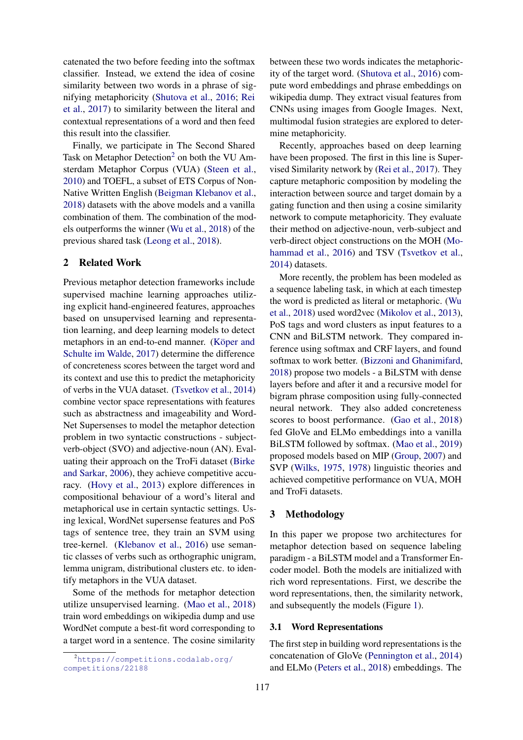catenated the two before feeding into the softmax classifier. Instead, we extend the idea of cosine similarity between two words in a phrase of signifying metaphoricity (Shutova et al., 2016; Rei et al., 2017) to similarity between the literal and contextual representations of a word and then feed this result into the classifier.

Finally, we participate in The Second Shared Task on Metaphor Detection[2] on both the VU Amsterdam Metaphor Corpus (VUA) (Steen et al., 2010) and TOEFL, a subset of ETS Corpus of Non-Native Written English (Beigman Klebanov et al., 2018) datasets with the above models and a vanilla combination of them. The combination of the models outperforms the winner (Wu et al., 2018) of the previous shared task (Leong et al., 2018).

## 2 Related Work

Previous metaphor detection frameworks include supervised machine learning approaches utilizing explicit hand-engineered features, approaches based on unsupervised learning and representation learning, and deep learning models to detect metaphors in an end-to-end manner. (Köper and Schulte im Walde, 2017) determine the difference of concreteness scores between the target word and its context and use this to predict the metaphoricity of verbs in the VUA dataset. (Tsvetkov et al., 2014) combine vector space representations with features such as abstractness and imageability and WordNet Supersenses to model the metaphor detection problem in two syntactic constructions - subject-verb-object (SVO) and adjective-noun (AN). Evaluating their approach on the TroFi dataset (Birke and Sarkar, 2006), they achieve competitive accuracy. (Hovy et al., 2013) explore differences in compositional behaviour of a word's literal and metaphorical use in certain syntactic settings. Using lexical, WordNet supersense features and PoS tags of sentence tree, they train an SVM using tree-kernel. (Klebanov et al., 2016) use semantic classes of verbs such as orthographic unigram, lemma unigram, distributional clusters etc. to identify metaphors in the VUA dataset.

Some of the methods for metaphor detection utilize unsupervised learning. (Mao et al., 2018) train word embeddings on wikipedia dump and use WordNet compute a best-fit word corresponding to a target word in a sentence. The cosine similarity between these two words indicates the metaphoricity of the target word. (Shutova et al., 2016) compute word embeddings and phrase embeddings on wikipedia dump. They extract visual features from CNNs using images from Google Images. Next, multimodal fusion strategies are explored to determine metaphoricity.

Recently, approaches based on deep learning have been proposed. The first in this line is Supervised Similarity network by (Rei et al., 2017). They capture metaphoric composition by modeling the interaction between source and target domain by a gating function and then using a cosine similarity network to compute metaphoricity. They evaluate their method on adjective-noun, verb-subject and verb-direct object constructions on the MOH (Mohammad et al., 2016) and TSV (Tsvetkov et al., 2014) datasets.

More recently, the problem has been modeled as a sequence labeling task, in which at each timestep the word is predicted as literal or metaphoric. (Wu et al., 2018) used word2vec (Mikolov et al., 2013), PoS tags and word clusters as input features to a CNN and BiLSTM network. They compared inference using softmax and CRF layers, and found softmax to work better. (Bizzoni and Ghanimifard, 2018) propose two models - a BiLSTM with dense layers before and after it and a recursive model for bigram phrase composition using fully-connected neural network. They also added concreteness scores to boost performance. (Gao et al., 2018) fed GloVe and ELMo embeddings into a vanilla BiLSTM followed by softmax. (Mao et al., 2019) proposed models based on MIP (Group, 2007) and SVP (Wilks, 1975, 1978) linguistic theories and achieved competitive performance on VUA, MOH and TroFi datasets.

## 3 Methodology

In this paper we propose two architectures for metaphor detection based on sequence labeling paradigm - a BiLSTM model and a Transformer Encoder model. Both the models are initialized with rich word representations. First, we describe the word representations, then, the similarity network, and subsequently the models (Figure 1).

### 3.1 Word Representations

The first step in building word representations is the concatenation of GloVe (Pennington et al., 2014) and ELMo (Peters et al., 2018) embeddings. The

[2] https://competitions.codalab.org/competitions/22188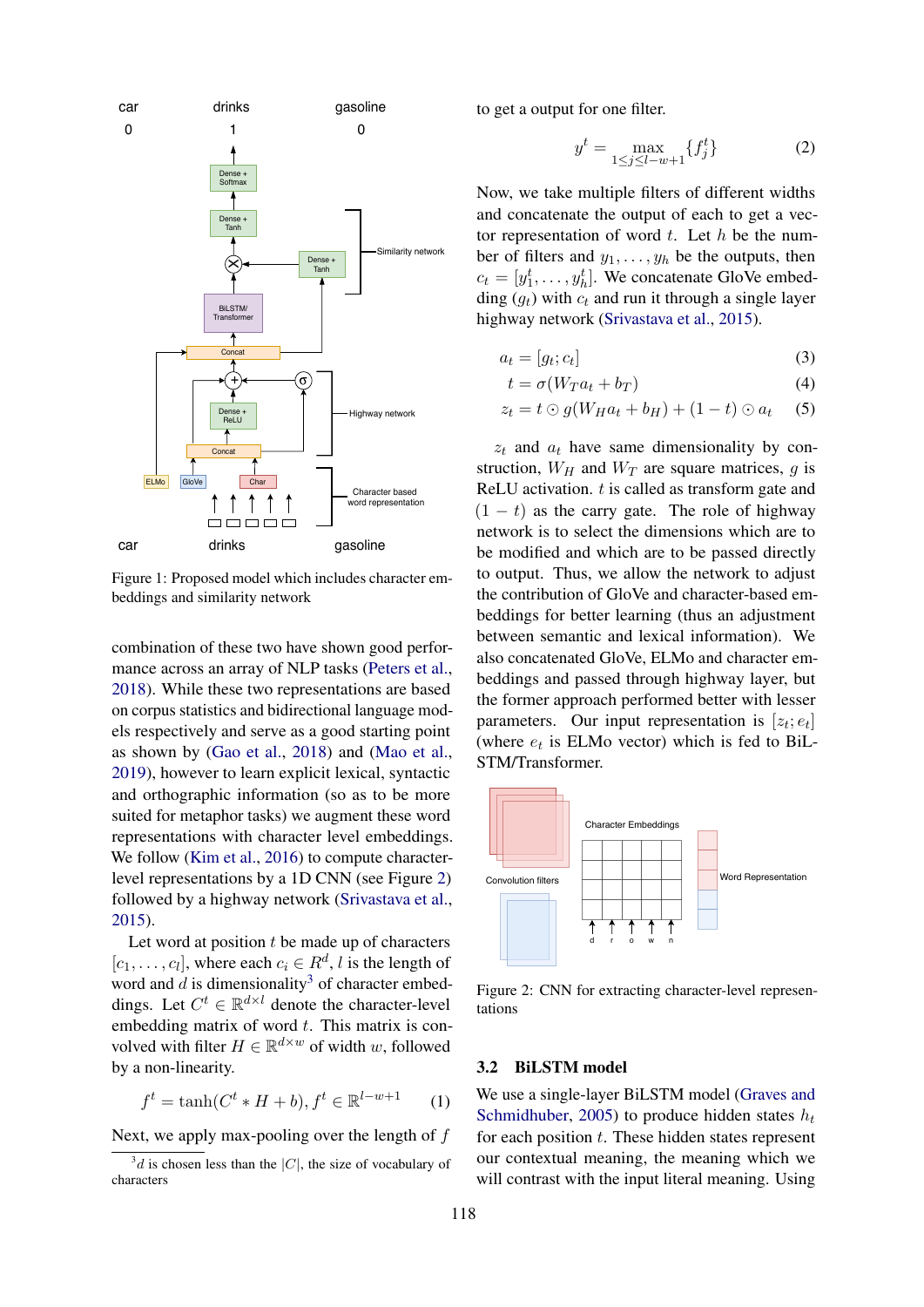Figure 1: Proposed model which includes character embeddings and similarity network

combination of these two have shown good performance across an array of NLP tasks (Peters et al., 2018). While these two representations are based on corpus statistics and bidirectional language models respectively and serve as a good starting point as shown by (Gao et al., 2018) and (Mao et al., 2019), however to learn explicit lexical, syntactic and orthographic information (so as to be more suited for metaphor tasks) we augment these word representations with character level embeddings. We follow (Kim et al., 2016) to compute character-level representations by a 1D CNN (see Figure 2) followed by a highway network (Srivastava et al., 2015).

Let word at position $t$ be made up of characters $[c_1, \ldots, c_l]$, where each $c_i \in R^d$, $l$ is the length of word and $d$ is dimensionality[3] of character embeddings. Let $C^t \in \mathbb{R}^{d \times l}$ denote the character-level embedding matrix of word $t$. This matrix is convolved with filter $H \in \mathbb{R}^{d \times w}$ of width $w$, followed by a non-linearity.

$$f^t = \tanh(C^t * H + b), f^t \in \mathbb{R}^{l-w+1} \quad (1)$$

Next, we apply max-pooling over the length of $f$ to get a output for one filter.

$$y^t = \max_{1 \leq j \leq l-w+1} \{f_j^t\} \quad (2)$$

Now, we take multiple filters of different widths and concatenate the output of each to get a vector representation of word $t$. Let $h$ be the number of filters and $y_1, \ldots, y_h$ be the outputs, then $c_t = [y_1^t, \ldots, y_h^t]$. We concatenate GloVe embedding ($g_t$) with $c_t$ and run it through a single layer highway network (Srivastava et al., 2015).

$$a_t = [g_t; c_t] \quad (3)$$

$$t = \sigma(W_T a_t + b_T) \quad (4)$$

$$z_t = t \odot g(W_H a_t + b_H) + (1 - t) \odot a_t \quad (5)$$

$z_t$ and $a_t$ have same dimensionality by construction, $W_H$ and $W_T$ are square matrices, $g$ is ReLU activation. $t$ is called as transform gate and $(1 - t)$ as the carry gate. The role of highway network is to select the dimensions which are to be modified and which are to be passed directly to output. Thus, we allow the network to adjust the contribution of GloVe and character-based embeddings for better learning (thus an adjustment between semantic and lexical information). We also concatenated GloVe, ELMo and character embeddings and passed through highway layer, but the former approach performed better with lesser parameters. Our input representation is $[z_t; e_t]$ (where $e_t$ is ELMo vector) which is fed to BiLSTM/Transformer.

Figure 2: CNN for extracting character-level representations

### 3.2 BiLSTM model

We use a single-layer BiLSTM model (Graves and Schmidhuber, 2005) to produce hidden states $h_t$ for each position $t$. These hidden states represent our contextual meaning, the meaning which we will contrast with the input literal meaning. Using

[3] $d$ is chosen less than the $|C|$, the size of vocabulary of characters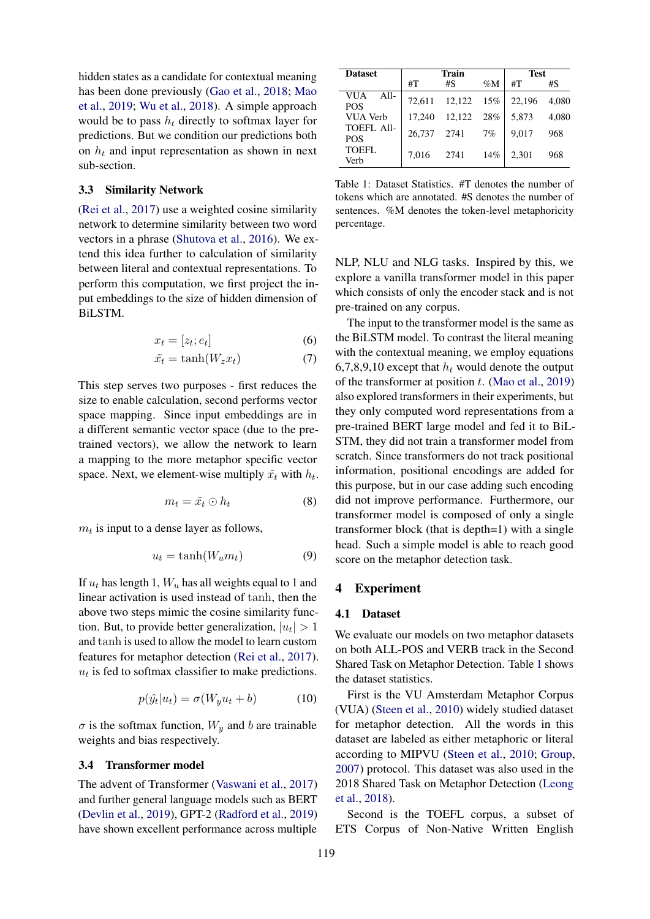hidden states as a candidate for contextual meaning has been done previously (Gao et al., 2018; Mao et al., 2019; Wu et al., 2018). A simple approach would be to pass $h_t$ directly to softmax layer for predictions. But we condition our predictions both on $h_t$ and input representation as shown in next sub-section.

### 3.3 Similarity Network

(Rei et al., 2017) use a weighted cosine similarity network to determine similarity between two word vectors in a phrase (Shutova et al., 2016). We extend this idea further to calculation of similarity between literal and contextual representations. To perform this computation, we first project the input embeddings to the size of hidden dimension of BiLSTM.

$$x_t = [z_t; e_t] \tag{6}$$

$$\tilde{x_t} = \tanh(W_z x_t) \tag{7}$$

This step serves two purposes - first reduces the size to enable calculation, second performs vector space mapping. Since input embeddings are in a different semantic vector space (due to the pre-trained vectors), we allow the network to learn a mapping to the more metaphor specific vector space. Next, we element-wise multiply $\tilde{x_t}$ with $h_t$.

$$m_t = \tilde{x_t} \odot h_t \tag{8}$$

$m_t$ is input to a dense layer as follows,

$$u_t = \tanh(W_u m_t) \tag{9}$$

If $u_t$ has length 1, $W_u$ has all weights equal to 1 and linear activation is used instead of $\tanh$, then the above two steps mimic the cosine similarity function. But, to provide better generalization, $|u_t| > 1$ and $\tanh$ is used to allow the model to learn custom features for metaphor detection (Rei et al., 2017). $u_t$ is fed to softmax classifier to make predictions.

$$p(\hat{y}_t | u_t) = \sigma(W_y u_t + b) \tag{10}$$

$\sigma$ is the softmax function, $W_y$ and $b$ are trainable weights and bias respectively.

### 3.4 Transformer model

The advent of Transformer (Vaswani et al., 2017) and further general language models such as BERT (Devlin et al., 2019), GPT-2 (Radford et al., 2019) have shown excellent performance across multiple NLP, NLU and NLG tasks. Inspired by this, we explore a vanilla transformer model in this paper which consists of only the encoder stack and is not pre-trained on any corpus.

The input to the transformer model is the same as the BiLSTM model. To contrast the literal meaning with the contextual meaning, we employ equations 6,7,8,9,10 except that $h_t$ would denote the output of the transformer at position $t$. (Mao et al., 2019) also explored transformers in their experiments, but they only computed word representations from a pre-trained BERT large model and fed it to BiLSTM, they did not train a transformer model from scratch. Since transformers do not track positional information, positional encodings are added for this purpose, but in our case adding such encoding did not improve performance. Furthermore, our transformer model is composed of only a single transformer block (that is depth=1) with a single head. Such a simple model is able to reach good score on the metaphor detection task.

| Dataset | Train | | | Test | |
|---|---|---|---|---|---|
| | #T | #S | %M | #T | #S |
| VUA All-POS | 72,611 | 12,122 | 15% | 22,196 | 4,080 |
| VUA Verb | 17,240 | 12,122 | 28% | 5,873 | 4,080 |
| TOEFL All-POS | 26,737 | 2741 | 7% | 9,017 | 968 |
| TOEFL Verb | 7,016 | 2741 | 14% | 2,301 | 968 |

Table 1: Dataset Statistics. #T denotes the number of tokens which are annotated. #S denotes the number of sentences. %M denotes the token-level metaphoricity percentage.

## 4 Experiment

### 4.1 Dataset

We evaluate our models on two metaphor datasets on both ALL-POS and VERB track in the Second Shared Task on Metaphor Detection. Table 1 shows the dataset statistics.

First is the VU Amsterdam Metaphor Corpus (VUA) (Steen et al., 2010) widely studied dataset for metaphor detection. All the words in this dataset are labeled as either metaphoric or literal according to MIPVU (Steen et al., 2010; Group, 2007) protocol. This dataset was also used in the 2018 Shared Task on Metaphor Detection (Leong et al., 2018).

Second is the TOEFL corpus, a subset of ETS Corpus of Non-Native Written English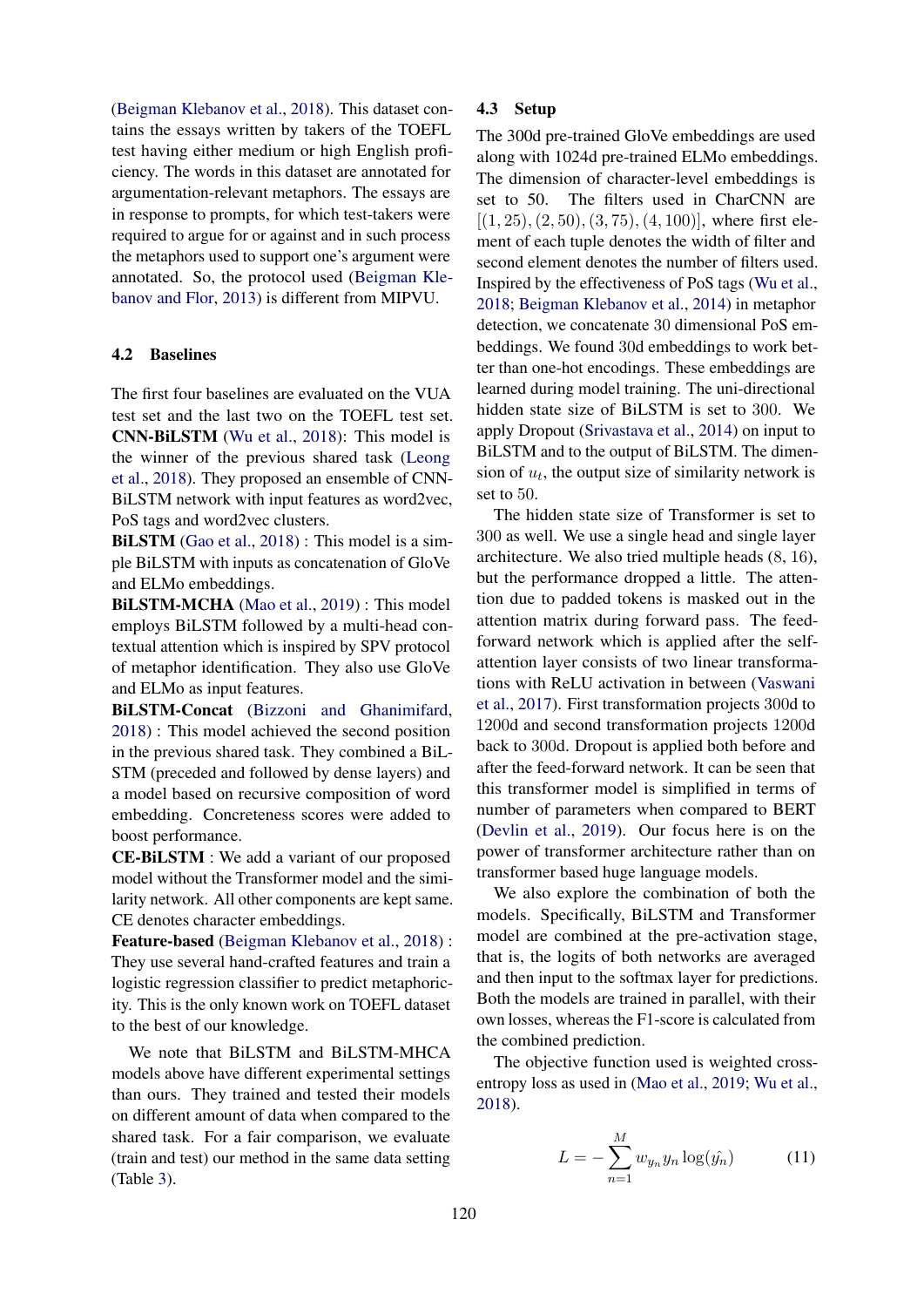(Beigman Klebanov et al., 2018). This dataset contains the essays written by takers of the TOEFL test having either medium or high English proficiency. The words in this dataset are annotated for argumentation-relevant metaphors. The essays are in response to prompts, for which test-takers were required to argue for or against and in such process the metaphors used to support one's argument were annotated. So, the protocol used (Beigman Klebanov and Flor, 2013) is different from MIPVU.

### 4.2 Baselines

The first four baselines are evaluated on the VUA test set and the last two on the TOEFL test set.

**CNN-BiLSTM** (Wu et al., 2018): This model is the winner of the previous shared task (Leong et al., 2018). They proposed an ensemble of CNN-BiLSTM network with input features as word2vec, PoS tags and word2vec clusters.

**BiLSTM** (Gao et al., 2018) : This model is a simple BiLSTM with inputs as concatenation of GloVe and ELMo embeddings.

**BiLSTM-MCHA** (Mao et al., 2019) : This model employs BiLSTM followed by a multi-head contextual attention which is inspired by SPV protocol of metaphor identification. They also use GloVe and ELMo as input features.

**BiLSTM-Concat** (Bizzoni and Ghanimifard, 2018) : This model achieved the second position in the previous shared task. They combined a BiLSTM (preceded and followed by dense layers) and a model based on recursive composition of word embedding. Concreteness scores were added to boost performance.

**CE-BiLSTM** : We add a variant of our proposed model without the Transformer model and the similarity network. All other components are kept same. CE denotes character embeddings.

**Feature-based** (Beigman Klebanov et al., 2018) : They use several hand-crafted features and train a logistic regression classifier to predict metaphoricity. This is the only known work on TOEFL dataset to the best of our knowledge.

We note that BiLSTM and BiLSTM-MHCA models above have different experimental settings than ours. They trained and tested their models on different amount of data when compared to the shared task. For a fair comparison, we evaluate (train and test) our method in the same data setting (Table 3).

### 4.3 Setup

The 300d pre-trained GloVe embeddings are used along with 1024d pre-trained ELMo embeddings. The dimension of character-level embeddings is set to 50. The filters used in CharCNN are $[(1, 25), (2, 50), (3, 75), (4, 100)]$, where first element of each tuple denotes the width of filter and second element denotes the number of filters used. Inspired by the effectiveness of PoS tags (Wu et al., 2018; Beigman Klebanov et al., 2014) in metaphor detection, we concatenate 30 dimensional PoS embeddings. We found 30d embeddings to work better than one-hot encodings. These embeddings are learned during model training. The uni-directional hidden state size of BiLSTM is set to 300. We apply Dropout (Srivastava et al., 2014) on input to BiLSTM and to the output of BiLSTM. The dimension of $u_t$, the output size of similarity network is set to 50.

The hidden state size of Transformer is set to 300 as well. We use a single head and single layer architecture. We also tried multiple heads (8, 16), but the performance dropped a little. The attention due to padded tokens is masked out in the attention matrix during forward pass. The feed-forward network which is applied after the self-attention layer consists of two linear transformations with ReLU activation in between (Vaswani et al., 2017). First transformation projects 300d to 1200d and second transformation projects 1200d back to 300d. Dropout is applied both before and after the feed-forward network. It can be seen that this transformer model is simplified in terms of number of parameters when compared to BERT (Devlin et al., 2019). Our focus here is on the power of transformer architecture rather than on transformer based huge language models.

We also explore the combination of both the models. Specifically, BiLSTM and Transformer model are combined at the pre-activation stage, that is, the logits of both networks are averaged and then input to the softmax layer for predictions. Both the models are trained in parallel, with their own losses, whereas the F1-score is calculated from the combined prediction.

The objective function used is weighted cross-entropy loss as used in (Mao et al., 2019; Wu et al., 2018).

$$L = -\sum_{n=1}^{M} w_{y_n} y_n \log(\hat{y_n}) \tag{11}$$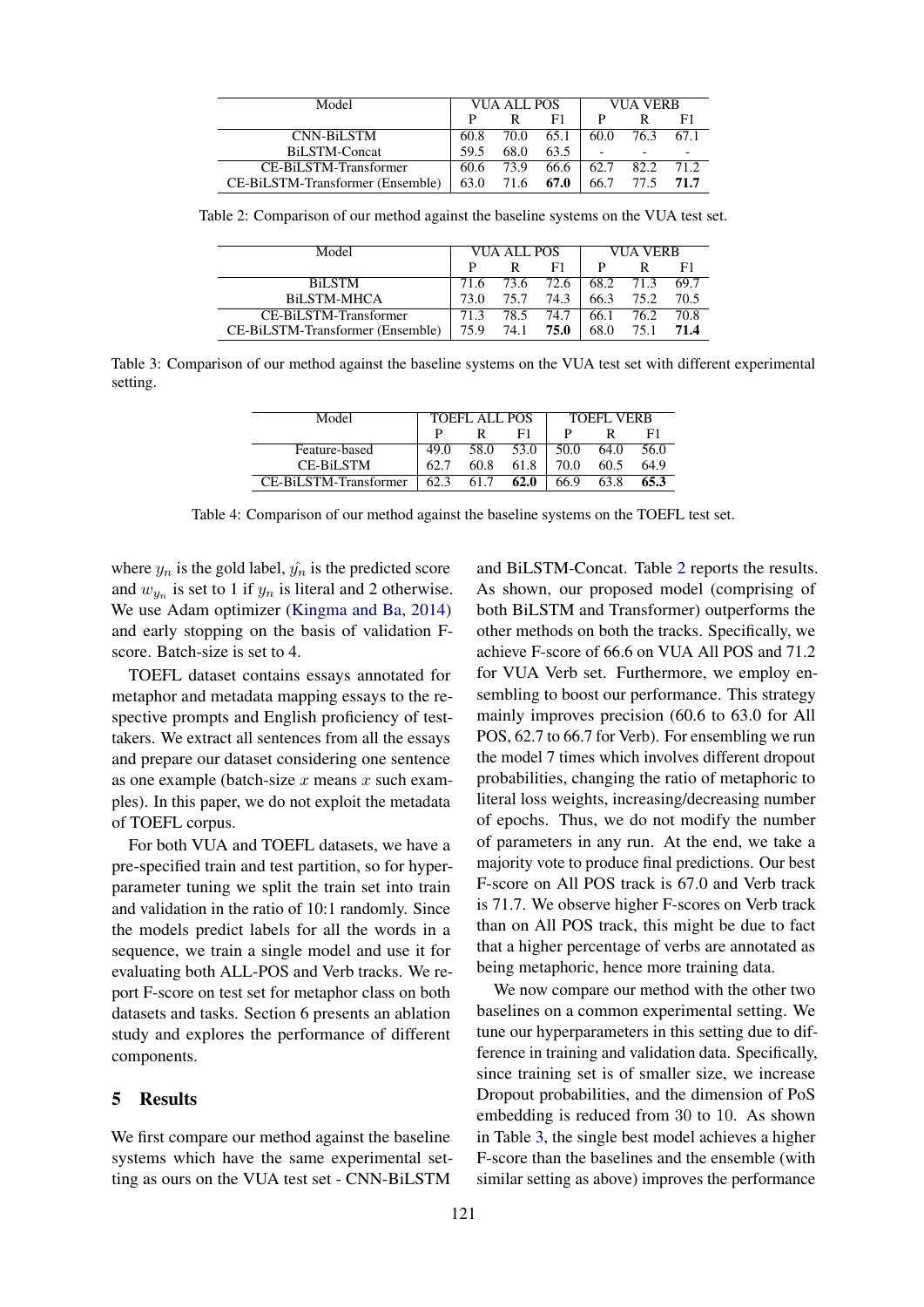| Model | VUA ALL POS | | | VUA VERB | | |
|---|---|---|---|---|---|---|
| | P | R | F1 | P | R | F1 |
| CNN-BiLSTM | 60.8 | 70.0 | 65.1 | 60.0 | 76.3 | 67.1 |
| BiLSTM-Concat | 59.5 | 68.0 | 63.5 | - | - | - |
| CE-BiLSTM-Transformer | 60.6 | 73.9 | 66.6 | 62.7 | 82.2 | 71.2 |
| CE-BiLSTM-Transformer (Ensemble) | 63.0 | 71.6 | **67.0** | 66.7 | 77.5 | **71.7** |

Table 2: Comparison of our method against the baseline systems on the VUA test set.

| Model | VUA ALL POS | | | VUA VERB | | |
|---|---|---|---|---|---|---|
| | P | R | F1 | P | R | F1 |
| BiLSTM | 71.6 | 73.6 | 72.6 | 68.2 | 71.3 | 69.7 |
| BiLSTM-MHCA | 73.0 | 75.7 | 74.3 | 66.3 | 75.2 | 70.5 |
| CE-BiLSTM-Transformer | 71.3 | 78.5 | 74.7 | 66.1 | 76.2 | 70.8 |
| CE-BiLSTM-Transformer (Ensemble) | 75.9 | 74.1 | **75.0** | 68.0 | 75.1 | **71.4** |

Table 3: Comparison of our method against the baseline systems on the VUA test set with different experimental setting.

| Model | TOEFL ALL POS | | | TOEFL VERB | | |
|---|---|---|---|---|---|---|
| | P | R | F1 | P | R | F1 |
| Feature-based | 49.0 | 58.0 | 53.0 | 50.0 | 64.0 | 56.0 |
| CE-BiLSTM | 62.7 | 60.8 | 61.8 | 70.0 | 60.5 | 64.9 |
| CE-BiLSTM-Transformer | 62.3 | 61.7 | **62.0** | 66.9 | 63.8 | **65.3** |

Table 4: Comparison of our method against the baseline systems on the TOEFL test set.

where $y_n$ is the gold label, $\hat{y_n}$ is the predicted score and $w_{y_n}$ is set to 1 if $y_n$ is literal and 2 otherwise. We use Adam optimizer (Kingma and Ba, 2014) and early stopping on the basis of validation F-score. Batch-size is set to 4.

TOEFL dataset contains essays annotated for metaphor and metadata mapping essays to the respective prompts and English proficiency of test-takers. We extract all sentences from all the essays and prepare our dataset considering one sentence as one example (batch-size $x$ means $x$ such examples). In this paper, we do not exploit the metadata of TOEFL corpus.

For both VUA and TOEFL datasets, we have a pre-specified train and test partition, so for hyper-parameter tuning we split the train set into train and validation in the ratio of 10:1 randomly. Since the models predict labels for all the words in a sequence, we train a single model and use it for evaluating both ALL-POS and Verb tracks. We report F-score on test set for metaphor class on both datasets and tasks. Section 6 presents an ablation study and explores the performance of different components.

## 5 Results

We first compare our method against the baseline systems which have the same experimental setting as ours on the VUA test set - CNN-BiLSTM and BiLSTM-Concat. Table 2 reports the results. As shown, our proposed model (comprising of both BiLSTM and Transformer) outperforms the other methods on both the tracks. Specifically, we achieve F-score of 66.6 on VUA All POS and 71.2 for VUA Verb set. Furthermore, we employ ensembling to boost our performance. This strategy mainly improves precision (60.6 to 63.0 for All POS, 62.7 to 66.7 for Verb). For ensembling we run the model 7 times which involves different dropout probabilities, changing the ratio of metaphoric to literal loss weights, increasing/decreasing number of epochs. Thus, we do not modify the number of parameters in any run. At the end, we take a majority vote to produce final predictions. Our best F-score on All POS track is 67.0 and Verb track is 71.7. We observe higher F-scores on Verb track than on All POS track, this might be due to fact that a higher percentage of verbs are annotated as being metaphoric, hence more training data.

We now compare our method with the other two baselines on a common experimental setting. We tune our hyperparameters in this setting due to difference in training and validation data. Specifically, since training set is of smaller size, we increase Dropout probabilities, and the dimension of PoS embedding is reduced from 30 to 10. As shown in Table 3, the single best model achieves a higher F-score than the baselines and the ensemble (with similar setting as above) improves the performance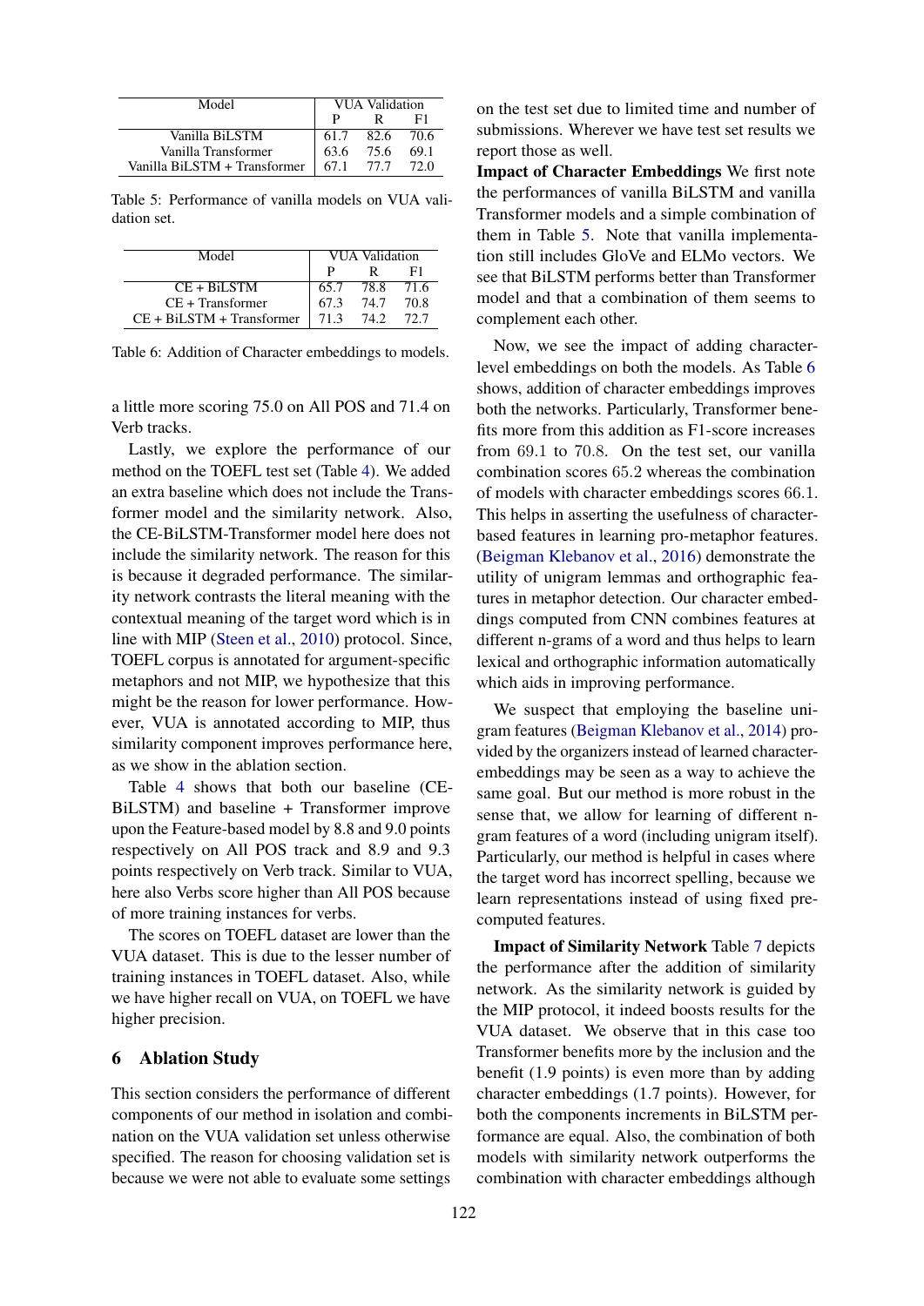| Model | VUA Validation | | |
|---|---|---|---|
| | P | R | F1 |
| Vanilla BiLSTM | 61.7 | 82.6 | 70.6 |
| Vanilla Transformer | 63.6 | 75.6 | 69.1 |
| Vanilla BiLSTM + Transformer | 67.1 | 77.7 | 72.0 |

Table 5: Performance of vanilla models on VUA validation set.

| Model | VUA Validation | | |
|---|---|---|---|
| | P | R | F1 |
| CE + BiLSTM | 65.7 | 78.8 | 71.6 |
| CE + Transformer | 67.3 | 74.7 | 70.8 |
| CE + BiLSTM + Transformer | 71.3 | 74.2 | 72.7 |

Table 6: Addition of Character embeddings to models.

a little more scoring 75.0 on All POS and 71.4 on Verb tracks.

Lastly, we explore the performance of our method on the TOEFL test set (Table 4). We added an extra baseline which does not include the Transformer model and the similarity network. Also, the CE-BiLSTM-Transformer model here does not include the similarity network. The reason for this is because it degraded performance. The similarity network contrasts the literal meaning with the contextual meaning of the target word which is in line with MIP (Steen et al., 2010) protocol. Since, TOEFL corpus is annotated for argument-specific metaphors and not MIP, we hypothesize that this might be the reason for lower performance. However, VUA is annotated according to MIP, thus similarity component improves performance here, as we show in the ablation section.

Table 4 shows that both our baseline (CE-BiLSTM) and baseline + Transformer improve upon the Feature-based model by 8.8 and 9.0 points respectively on All POS track and 8.9 and 9.3 points respectively on Verb track. Similar to VUA, here also Verbs score higher than All POS because of more training instances for verbs.

The scores on TOEFL dataset are lower than the VUA dataset. This is due to the lesser number of training instances in TOEFL dataset. Also, while we have higher recall on VUA, on TOEFL we have higher precision.

## 6 Ablation Study

This section considers the performance of different components of our method in isolation and combination on the VUA validation set unless otherwise specified. The reason for choosing validation set is because we were not able to evaluate some settings on the test set due to limited time and number of submissions. Wherever we have test set results we report those as well.

**Impact of Character Embeddings** We first note the performances of vanilla BiLSTM and vanilla Transformer models and a simple combination of them in Table 5. Note that vanilla implementation still includes GloVe and ELMo vectors. We see that BiLSTM performs better than Transformer model and that a combination of them seems to complement each other.

Now, we see the impact of adding character-level embeddings on both the models. As Table 6 shows, addition of character embeddings improves both the networks. Particularly, Transformer benefits more from this addition as F1-score increases from 69.1 to 70.8. On the test set, our vanilla combination scores 65.2 whereas the combination of models with character embeddings scores 66.1. This helps in asserting the usefulness of character-based features in learning pro-metaphor features. (Beigman Klebanov et al., 2016) demonstrate the utility of unigram lemmas and orthographic features in metaphor detection. Our character embeddings computed from CNN combines features at different n-grams of a word and thus helps to learn lexical and orthographic information automatically which aids in improving performance.

We suspect that employing the baseline unigram features (Beigman Klebanov et al., 2014) provided by the organizers instead of learned character-embeddings may be seen as a way to achieve the same goal. But our method is more robust in the sense that, we allow for learning of different n-gram features of a word (including unigram itself). Particularly, our method is helpful in cases where the target word has incorrect spelling, because we learn representations instead of using fixed pre-computed features.

**Impact of Similarity Network** Table 7 depicts the performance after the addition of similarity network. As the similarity network is guided by the MIP protocol, it indeed boosts results for the VUA dataset. We observe that in this case too Transformer benefits more by the inclusion and the benefit (1.9 points) is even more than by adding character embeddings (1.7 points). However, for both the components increments in BiLSTM performance are equal. Also, the combination of both models with similarity network outperforms the combination with character embeddings although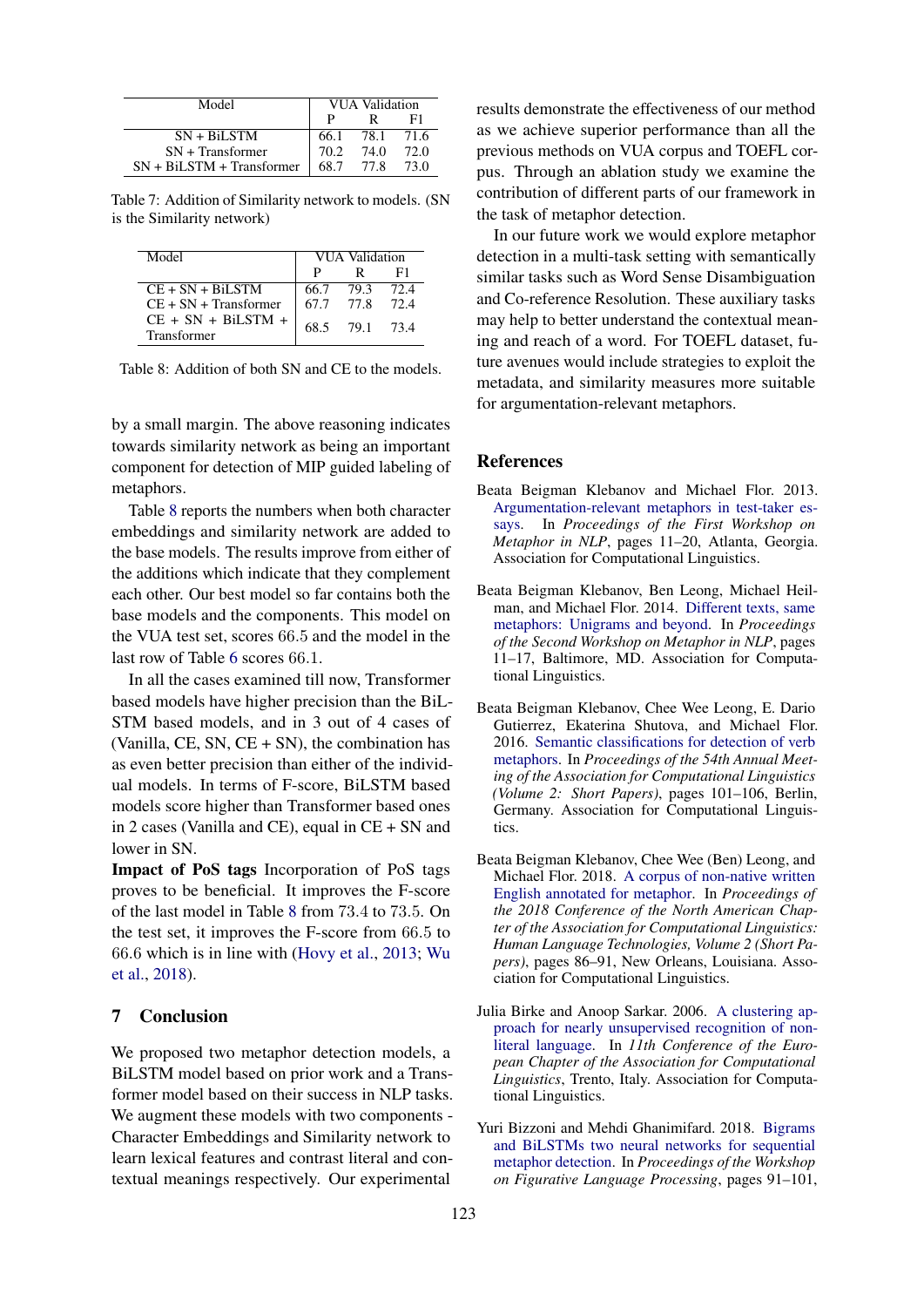| Model | VUA Validation | | |
|---|---|---|---|
| | P | R | F1 |
| SN + BiLSTM | 66.1 | 78.1 | 71.6 |
| SN + Transformer | 70.2 | 74.0 | 72.0 |
| SN + BiLSTM + Transformer | 68.7 | 77.8 | 73.0 |

Table 7: Addition of Similarity network to models. (SN is the Similarity network)

| Model | VUA Validation | | |
|---|---|---|---|
| | P | R | F1 |
| CE + SN + BiLSTM | 66.7 | 79.3 | 72.4 |
| CE + SN + Transformer | 67.7 | 77.8 | 72.4 |
| CE + SN + BiLSTM + Transformer | 68.5 | 79.1 | 73.4 |

Table 8: Addition of both SN and CE to the models.

by a small margin. The above reasoning indicates towards similarity network as being an important component for detection of MIP guided labeling of metaphors.

Table 8 reports the numbers when both character embeddings and similarity network are added to the base models. The results improve from either of the additions which indicate that they complement each other. Our best model so far contains both the base models and the components. This model on the VUA test set, scores 66.5 and the model in the last row of Table 6 scores 66.1.

In all the cases examined till now, Transformer based models have higher precision than the BiLSTM based models, and in 3 out of 4 cases of (Vanilla, CE, SN, CE + SN), the combination has as even better precision than either of the individual models. In terms of F-score, BiLSTM based models score higher than Transformer based ones in 2 cases (Vanilla and CE), equal in CE + SN and lower in SN.

**Impact of PoS tags** Incorporation of PoS tags proves to be beneficial. It improves the F-score of the last model in Table 8 from 73.4 to 73.5. On the test set, it improves the F-score from 66.5 to 66.6 which is in line with (Hovy et al., 2013; Wu et al., 2018).

## 7 Conclusion

We proposed two metaphor detection models, a BiLSTM model based on prior work and a Transformer model based on their success in NLP tasks. We augment these models with two components - Character Embeddings and Similarity network to learn lexical features and contrast literal and contextual meanings respectively. Our experimental results demonstrate the effectiveness of our method as we achieve superior performance than all the previous methods on VUA corpus and TOEFL corpus. Through an ablation study we examine the contribution of different parts of our framework in the task of metaphor detection.

In our future work we would explore metaphor detection in a multi-task setting with semantically similar tasks such as Word Sense Disambiguation and Co-reference Resolution. These auxiliary tasks may help to better understand the contextual meaning and reach of a word. For TOEFL dataset, future avenues would include strategies to exploit the metadata, and similarity measures more suitable for argumentation-relevant metaphors.

## References

Beata Beigman Klebanov and Michael Flor. 2013. Argumentation-relevant metaphors in test-taker essays. In *Proceedings of the First Workshop on Metaphor in NLP*, pages 11–20, Atlanta, Georgia. Association for Computational Linguistics.

Beata Beigman Klebanov, Ben Leong, Michael Heilman, and Michael Flor. 2014. Different texts, same metaphors: Unigrams and beyond. In *Proceedings of the Second Workshop on Metaphor in NLP*, pages 11–17, Baltimore, MD. Association for Computational Linguistics.

Beata Beigman Klebanov, Chee Wee Leong, E. Dario Gutierrez, Ekaterina Shutova, and Michael Flor. 2016. Semantic classifications for detection of verb metaphors. In *Proceedings of the 54th Annual Meeting of the Association for Computational Linguistics (Volume 2: Short Papers)*, pages 101–106, Berlin, Germany. Association for Computational Linguistics.

Beata Beigman Klebanov, Chee Wee (Ben) Leong, and Michael Flor. 2018. A corpus of non-native written English annotated for metaphor. In *Proceedings of the 2018 Conference of the North American Chapter of the Association for Computational Linguistics: Human Language Technologies, Volume 2 (Short Papers)*, pages 86–91, New Orleans, Louisiana. Association for Computational Linguistics.

Julia Birke and Anoop Sarkar. 2006. A clustering approach for nearly unsupervised recognition of nonliteral language. In *11th Conference of the European Chapter of the Association for Computational Linguistics*, Trento, Italy. Association for Computational Linguistics.

Yuri Bizzoni and Mehdi Ghanimifard. 2018. Bigrams and BiLSTMs two neural networks for sequential metaphor detection. In *Proceedings of the Workshop on Figurative Language Processing*, pages 91–101,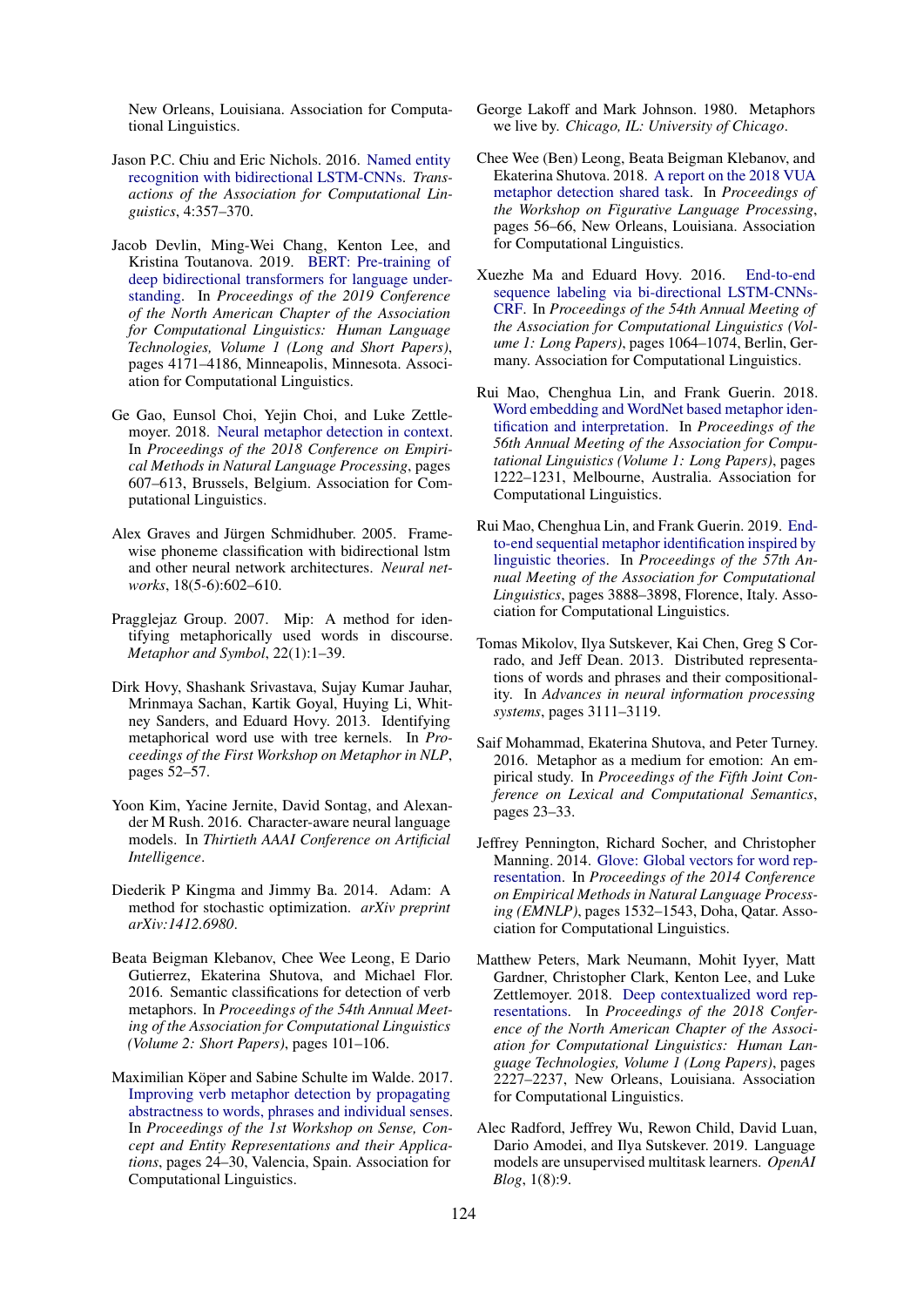New Orleans, Louisiana. Association for Computational Linguistics.

Jason P.C. Chiu and Eric Nichols. 2016. Named entity recognition with bidirectional LSTM-CNNs. *Transactions of the Association for Computational Linguistics*, 4:357–370.

Jacob Devlin, Ming-Wei Chang, Kenton Lee, and Kristina Toutanova. 2019. BERT: Pre-training of deep bidirectional transformers for language understanding. In *Proceedings of the 2019 Conference of the North American Chapter of the Association for Computational Linguistics: Human Language Technologies, Volume 1 (Long and Short Papers)*, pages 4171–4186, Minneapolis, Minnesota. Association for Computational Linguistics.

Ge Gao, Eunsol Choi, Yejin Choi, and Luke Zettlemoyer. 2018. Neural metaphor detection in context. In *Proceedings of the 2018 Conference on Empirical Methods in Natural Language Processing*, pages 607–613, Brussels, Belgium. Association for Computational Linguistics.

Alex Graves and Jürgen Schmidhuber. 2005. Framewise phoneme classification with bidirectional lstm and other neural network architectures. *Neural networks*, 18(5-6):602–610.

Pragglejaz Group. 2007. Mip: A method for identifying metaphorically used words in discourse. *Metaphor and Symbol*, 22(1):1–39.

Dirk Hovy, Shashank Srivastava, Sujay Kumar Jauhar, Mrinmaya Sachan, Kartik Goyal, Huying Li, Whitney Sanders, and Eduard Hovy. 2013. Identifying metaphorical word use with tree kernels. In *Proceedings of the First Workshop on Metaphor in NLP*, pages 52–57.

Yoon Kim, Yacine Jernite, David Sontag, and Alexander M Rush. 2016. Character-aware neural language models. In *Thirtieth AAAI Conference on Artificial Intelligence*.

Diederik P Kingma and Jimmy Ba. 2014. Adam: A method for stochastic optimization. *arXiv preprint arXiv:1412.6980*.

Beata Beigman Klebanov, Chee Wee Leong, E Dario Gutierrez, Ekaterina Shutova, and Michael Flor. 2016. Semantic classifications for detection of verb metaphors. In *Proceedings of the 54th Annual Meeting of the Association for Computational Linguistics (Volume 2: Short Papers)*, pages 101–106.

Maximilian Köper and Sabine Schulte im Walde. 2017. Improving verb metaphor detection by propagating abstractness to words, phrases and individual senses. In *Proceedings of the 1st Workshop on Sense, Concept and Entity Representations and their Applications*, pages 24–30, Valencia, Spain. Association for Computational Linguistics.

George Lakoff and Mark Johnson. 1980. Metaphors we live by. *Chicago, IL: University of Chicago*.

Chee Wee (Ben) Leong, Beata Beigman Klebanov, and Ekaterina Shutova. 2018. A report on the 2018 VUA metaphor detection shared task. In *Proceedings of the Workshop on Figurative Language Processing*, pages 56–66, New Orleans, Louisiana. Association for Computational Linguistics.

Xuezhe Ma and Eduard Hovy. 2016. End-to-end sequence labeling via bi-directional LSTM-CNNs-CRF. In *Proceedings of the 54th Annual Meeting of the Association for Computational Linguistics (Volume 1: Long Papers)*, pages 1064–1074, Berlin, Germany. Association for Computational Linguistics.

Rui Mao, Chenghua Lin, and Frank Guerin. 2018. Word embedding and WordNet based metaphor identification and interpretation. In *Proceedings of the 56th Annual Meeting of the Association for Computational Linguistics (Volume 1: Long Papers)*, pages 1222–1231, Melbourne, Australia. Association for Computational Linguistics.

Rui Mao, Chenghua Lin, and Frank Guerin. 2019. End-to-end sequential metaphor identification inspired by linguistic theories. In *Proceedings of the 57th Annual Meeting of the Association for Computational Linguistics*, pages 3888–3898, Florence, Italy. Association for Computational Linguistics.

Tomas Mikolov, Ilya Sutskever, Kai Chen, Greg S Corrado, and Jeff Dean. 2013. Distributed representations of words and phrases and their compositionality. In *Advances in neural information processing systems*, pages 3111–3119.

Saif Mohammad, Ekaterina Shutova, and Peter Turney. 2016. Metaphor as a medium for emotion: An empirical study. In *Proceedings of the Fifth Joint Conference on Lexical and Computational Semantics*, pages 23–33.

Jeffrey Pennington, Richard Socher, and Christopher Manning. 2014. Glove: Global vectors for word representation. In *Proceedings of the 2014 Conference on Empirical Methods in Natural Language Processing (EMNLP)*, pages 1532–1543, Doha, Qatar. Association for Computational Linguistics.

Matthew Peters, Mark Neumann, Mohit Iyyer, Matt Gardner, Christopher Clark, Kenton Lee, and Luke Zettlemoyer. 2018. Deep contextualized word representations. In *Proceedings of the 2018 Conference of the North American Chapter of the Association for Computational Linguistics: Human Language Technologies, Volume 1 (Long Papers)*, pages 2227–2237, New Orleans, Louisiana. Association for Computational Linguistics.

Alec Radford, Jeffrey Wu, Rewon Child, David Luan, Dario Amodei, and Ilya Sutskever. 2019. Language models are unsupervised multitask learners. *OpenAI Blog*, 1(8):9.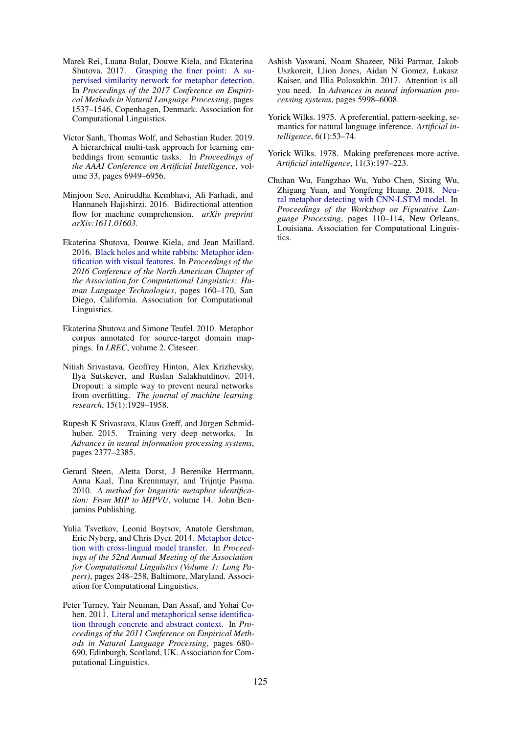Marek Rei, Luana Bulat, Douwe Kiela, and Ekaterina Shutova. 2017. Grasping the finer point: A supervised similarity network for metaphor detection. In *Proceedings of the 2017 Conference on Empirical Methods in Natural Language Processing*, pages 1537–1546, Copenhagen, Denmark. Association for Computational Linguistics.

Victor Sanh, Thomas Wolf, and Sebastian Ruder. 2019. A hierarchical multi-task approach for learning embeddings from semantic tasks. In *Proceedings of the AAAI Conference on Artificial Intelligence*, volume 33, pages 6949–6956.

Minjoon Seo, Aniruddha Kembhavi, Ali Farhadi, and Hannaneh Hajishirzi. 2016. Bidirectional attention flow for machine comprehension. *arXiv preprint arXiv:1611.01603*.

Ekaterina Shutova, Douwe Kiela, and Jean Maillard. 2016. Black holes and white rabbits: Metaphor identification with visual features. In *Proceedings of the 2016 Conference of the North American Chapter of the Association for Computational Linguistics: Human Language Technologies*, pages 160–170, San Diego, California. Association for Computational Linguistics.

Ekaterina Shutova and Simone Teufel. 2010. Metaphor corpus annotated for source-target domain mappings. In *LREC*, volume 2. Citeseer.

Nitish Srivastava, Geoffrey Hinton, Alex Krizhevsky, Ilya Sutskever, and Ruslan Salakhutdinov. 2014. Dropout: a simple way to prevent neural networks from overfitting. *The journal of machine learning research*, 15(1):1929–1958.

Rupesh K Srivastava, Klaus Greff, and Jürgen Schmidhuber. 2015. Training very deep networks. In *Advances in neural information processing systems*, pages 2377–2385.

Gerard Steen, Aletta Dorst, J Berenike Herrmann, Anna Kaal, Tina Krennmayr, and Trijntje Pasma. 2010. *A method for linguistic metaphor identification: From MIP to MIPVU*, volume 14. John Benjamins Publishing.

Yulia Tsvetkov, Leonid Boytsov, Anatole Gershman, Eric Nyberg, and Chris Dyer. 2014. Metaphor detection with cross-lingual model transfer. In *Proceedings of the 52nd Annual Meeting of the Association for Computational Linguistics (Volume 1: Long Papers)*, pages 248–258, Baltimore, Maryland. Association for Computational Linguistics.

Peter Turney, Yair Neuman, Dan Assaf, and Yohai Cohen. 2011. Literal and metaphorical sense identification through concrete and abstract context. In *Proceedings of the 2011 Conference on Empirical Methods in Natural Language Processing*, pages 680–690, Edinburgh, Scotland, UK. Association for Computational Linguistics.

Ashish Vaswani, Noam Shazeer, Niki Parmar, Jakob Uszkoreit, Llion Jones, Aidan N Gomez, Łukasz Kaiser, and Illia Polosukhin. 2017. Attention is all you need. In *Advances in neural information processing systems*, pages 5998–6008.

Yorick Wilks. 1975. A preferential, pattern-seeking, semantics for natural language inference. *Artificial intelligence*, 6(1):53–74.

Yorick Wilks. 1978. Making preferences more active. *Artificial intelligence*, 11(3):197–223.

Chuhan Wu, Fangzhao Wu, Yubo Chen, Sixing Wu, Zhigang Yuan, and Yongfeng Huang. 2018. Neural metaphor detecting with CNN-LSTM model. In *Proceedings of the Workshop on Figurative Language Processing*, pages 110–114, New Orleans, Louisiana. Association for Computational Linguistics.